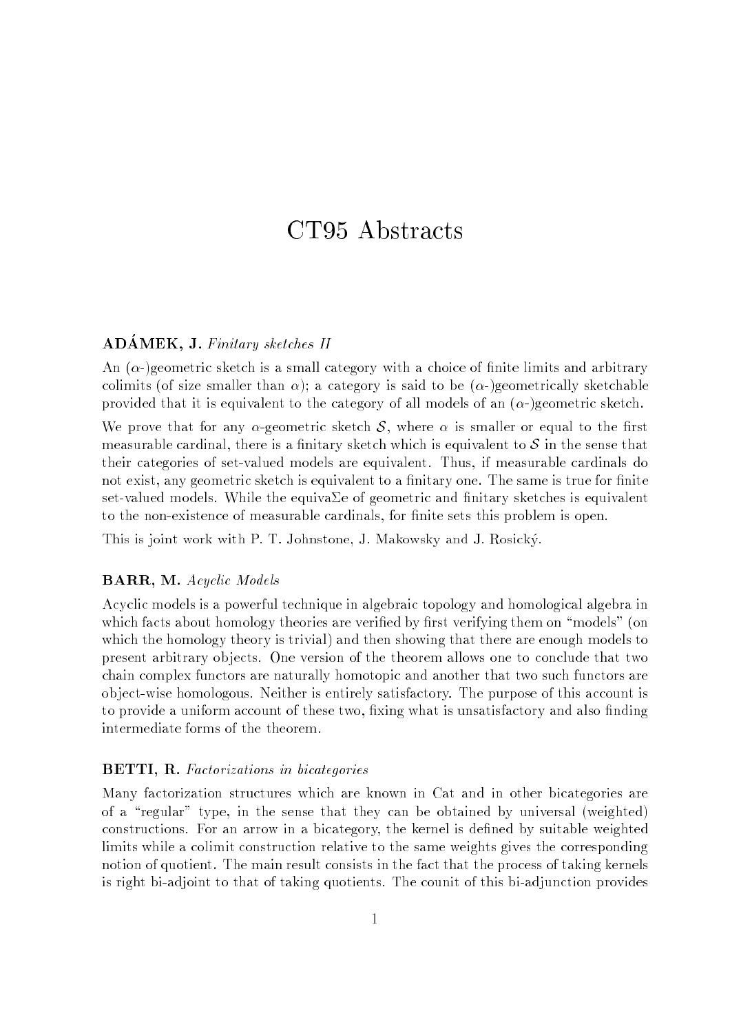# CT95 Abstracts

**ADÁMEK, J.** *Finitary sketches II*

An ($\alpha$-)geometric sketch is a small category with a choice of finite limits and arbitrary colimits (of size smaller than $\alpha$); a category is said to be ($\alpha$-)geometrically sketchable provided that it is equivalent to the category of all models of an ($\alpha$-)geometric sketch.

We prove that for any $\alpha$-geometric sketch $\mathcal{S}$, where $\alpha$ is smaller or equal to the first measurable cardinal, there is a finitary sketch which is equivalent to $\mathcal{S}$ in the sense that their categories of set-valued models are equivalent. Thus, if measurable cardinals do not exist, any geometric sketch is equivalent to a finitary one. The same is true for finite set-valued models. While the equiva$\Sigma$e of geometric and finitary sketches is equivalent to the non-existence of measurable cardinals, for finite sets this problem is open.

This is joint work with P. T. Johnstone, J. Makowsky and J. Rosický.

**BARR, M.** *Acyclic Models*

Acyclic models is a powerful technique in algebraic topology and homological algebra in which facts about homology theories are verified by first verifying them on "models" (on which the homology theory is trivial) and then showing that there are enough models to present arbitrary objects. One version of the theorem allows one to conclude that two chain complex functors are naturally homotopic and another that two such functors are object-wise homologous. Neither is entirely satisfactory. The purpose of this account is to provide a uniform account of these two, fixing what is unsatisfactory and also finding intermediate forms of the theorem.

**BETTI, R.** *Factorizations in bicategories*

Many factorization structures which are known in Cat and in other bicategories are of a "regular" type, in the sense that they can be obtained by universal (weighted) constructions. For an arrow in a bicategory, the kernel is defined by suitable weighted limits while a colimit construction relative to the same weights gives the corresponding notion of quotient. The main result consists in the fact that the process of taking kernels is right bi-adjoint to that of taking quotients. The counit of this bi-adjunction provides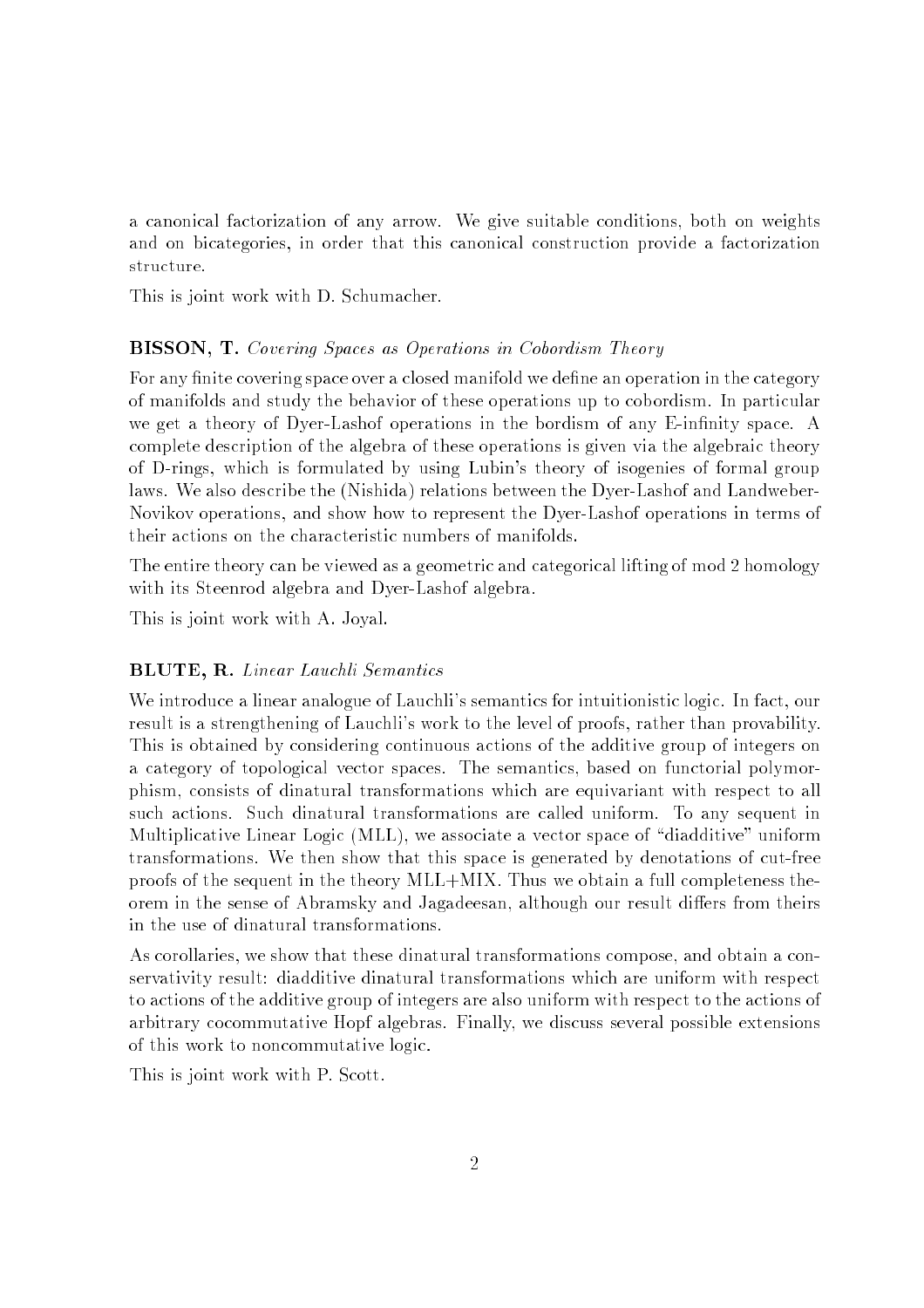a canonical factorization of any arrow. We give suitable conditions, both on weights and on bicategories, in order that this canonical construction provide a factorization structure.

This is joint work with D. Schumacher.

**BISSON, T.** *Covering Spaces as Operations in Cobordism Theory*

For any finite covering space over a closed manifold we define an operation in the category of manifolds and study the behavior of these operations up to cobordism. In particular we get a theory of Dyer-Lashof operations in the bordism of any E-infinity space. A complete description of the algebra of these operations is given via the algebraic theory of D-rings, which is formulated by using Lubin's theory of isogenies of formal group laws. We also describe the (Nishida) relations between the Dyer-Lashof and Landweber-Novikov operations, and show how to represent the Dyer-Lashof operations in terms of their actions on the characteristic numbers of manifolds.

The entire theory can be viewed as a geometric and categorical lifting of mod 2 homology with its Steenrod algebra and Dyer-Lashof algebra.

This is joint work with A. Joyal.

**BLUTE, R.** *Linear Lauchli Semantics*

We introduce a linear analogue of Lauchli's semantics for intuitionistic logic. In fact, our result is a strengthening of Lauchli's work to the level of proofs, rather than provability. This is obtained by considering continuous actions of the additive group of integers on a category of topological vector spaces. The semantics, based on functorial polymorphism, consists of dinatural transformations which are equivariant with respect to all such actions. Such dinatural transformations are called uniform. To any sequent in Multiplicative Linear Logic (MLL), we associate a vector space of "diadditive" uniform transformations. We then show that this space is generated by denotations of cut-free proofs of the sequent in the theory MLL+MIX. Thus we obtain a full completeness theorem in the sense of Abramsky and Jagadeesan, although our result differs from theirs in the use of dinatural transformations.

As corollaries, we show that these dinatural transformations compose, and obtain a conservativity result: diadditive dinatural transformations which are uniform with respect to actions of the additive group of integers are also uniform with respect to the actions of arbitrary cocommutative Hopf algebras. Finally, we discuss several possible extensions of this work to noncommutative logic.

This is joint work with P. Scott.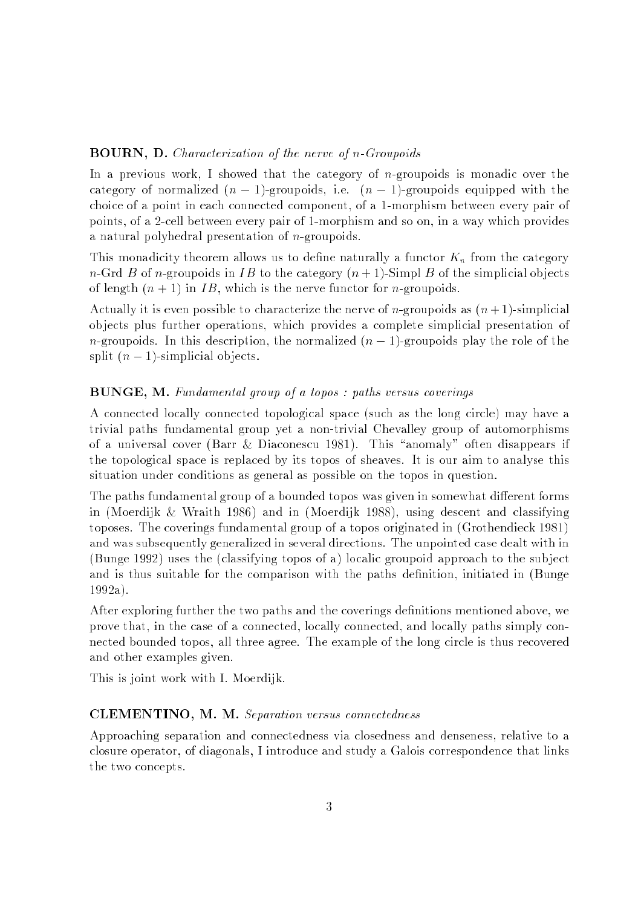**BOURN, D.** *Characterization of the nerve of n-Groupoids*

In a previous work, I showed that the category of $n$-groupoids is monadic over the category of normalized $(n-1)$-groupoids, i.e. $(n-1)$-groupoids equipped with the choice of a point in each connected component, of a 1-morphism between every pair of points, of a 2-cell between every pair of 1-morphism and so on, in a way which provides a natural polyhedral presentation of $n$-groupoids.

This monadicity theorem allows us to define naturally a functor $K_n$ from the category $n$-Grd $B$ of $n$-groupoids in $IB$ to the category $(n+1)$-Simpl $B$ of the simplicial objects of length $(n+1)$ in $IB$, which is the nerve functor for $n$-groupoids.

Actually it is even possible to characterize the nerve of $n$-groupoids as $(n+1)$-simplicial objects plus further operations, which provides a complete simplicial presentation of $n$-groupoids. In this description, the normalized $(n-1)$-groupoids play the role of the split $(n-1)$-simplicial objects.

**BUNGE, M.** *Fundamental group of a topos : paths versus coverings*

A connected locally connected topological space (such as the long circle) may have a trivial paths fundamental group yet a non-trivial Chevalley group of automorphisms of a universal cover (Barr & Diaconescu 1981). This "anomaly" often disappears if the topological space is replaced by its topos of sheaves. It is our aim to analyse this situation under conditions as general as possible on the topos in question.

The paths fundamental group of a bounded topos was given in somewhat different forms in (Moerdijk & Wraith 1986) and in (Moerdijk 1988), using descent and classifying toposes. The coverings fundamental group of a topos originated in (Grothendieck 1981) and was subsequently generalized in several directions. The unpointed case dealt with in (Bunge 1992) uses the (classifying topos of a) localic groupoid approach to the subject and is thus suitable for the comparison with the paths definition, initiated in (Bunge 1992a).

After exploring further the two paths and the coverings definitions mentioned above, we prove that, in the case of a connected, locally connected, and locally paths simply connected bounded topos, all three agree. The example of the long circle is thus recovered and other examples given.

This is joint work with I. Moerdijk.

**CLEMENTINO, M. M.** *Separation versus connectedness*

Approaching separation and connectedness via closedness and denseness, relative to a closure operator, of diagonals, I introduce and study a Galois correspondence that links the two concepts.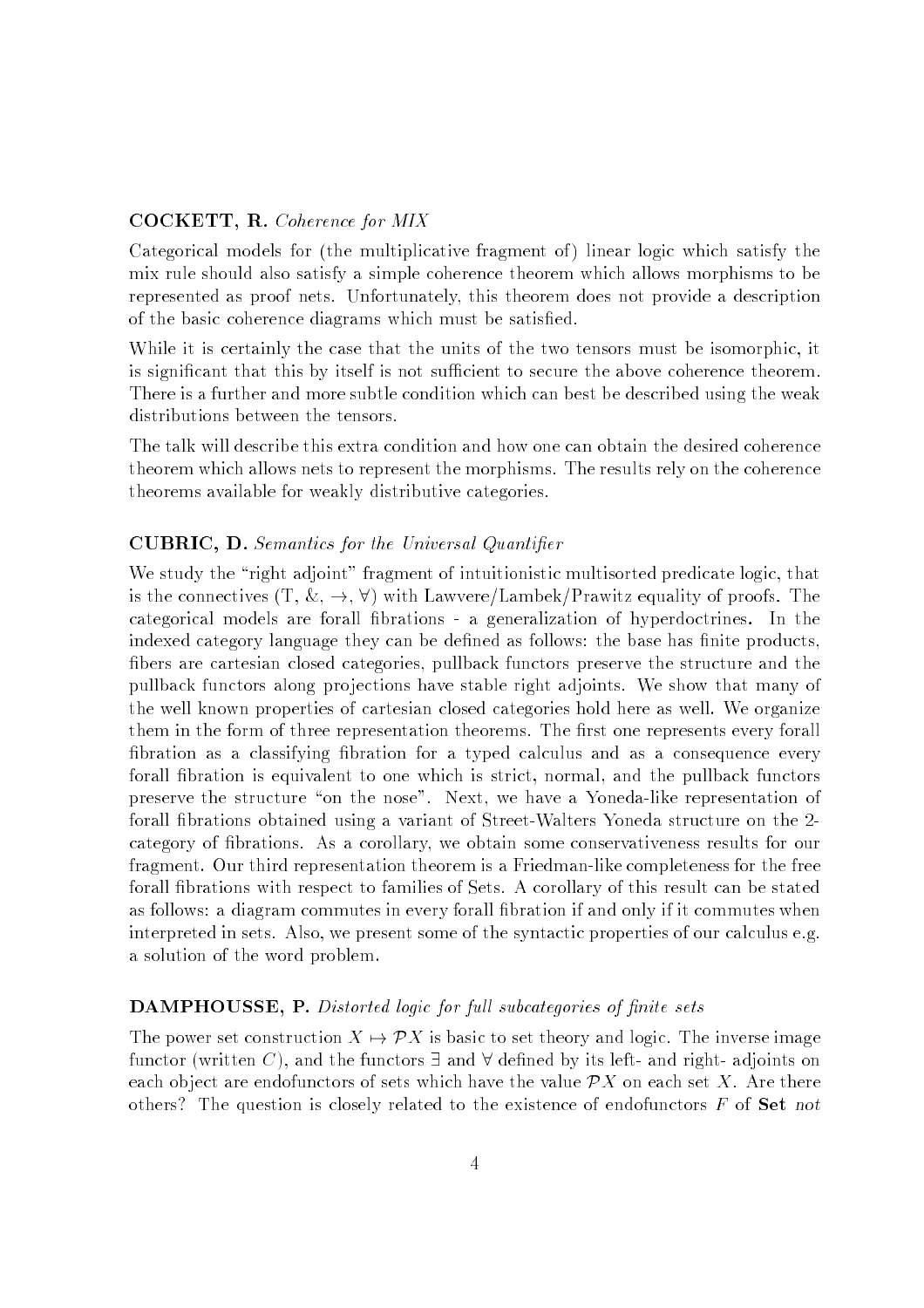**COCKETT, R.** *Coherence for MIX*

Categorical models for (the multiplicative fragment of) linear logic which satisfy the mix rule should also satisfy a simple coherence theorem which allows morphisms to be represented as proof nets. Unfortunately, this theorem does not provide a description of the basic coherence diagrams which must be satisfied.

While it is certainly the case that the units of the two tensors must be isomorphic, it is significant that this by itself is not sufficient to secure the above coherence theorem. There is a further and more subtle condition which can best be described using the weak distributions between the tensors.

The talk will describe this extra condition and how one can obtain the desired coherence theorem which allows nets to represent the morphisms. The results rely on the coherence theorems available for weakly distributive categories.

**CUBRIC, D.** *Semantics for the Universal Quantifier*

We study the "right adjoint" fragment of intuitionistic multisorted predicate logic, that is the connectives ($\top$, &, $\to$, $\forall$) with Lawvere/Lambek/Prawitz equality of proofs. The categorical models are forall fibrations - a generalization of hyperdoctrines. In the indexed category language they can be defined as follows: the base has finite products, fibers are cartesian closed categories, pullback functors preserve the structure and the pullback functors along projections have stable right adjoints. We show that many of the well known properties of cartesian closed categories hold here as well. We organize them in the form of three representation theorems. The first one represents every forall fibration as a classifying fibration for a typed calculus and as a consequence every forall fibration is equivalent to one which is strict, normal, and the pullback functors preserve the structure "on the nose". Next, we have a Yoneda-like representation of forall fibrations obtained using a variant of Street-Walters Yoneda structure on the 2-category of fibrations. As a corollary, we obtain some conservativeness results for our fragment. Our third representation theorem is a Friedman-like completeness for the free forall fibrations with respect to families of Sets. A corollary of this result can be stated as follows: a diagram commutes in every forall fibration if and only if it commutes when interpreted in sets. Also, we present some of the syntactic properties of our calculus e.g. a solution of the word problem.

**DAMPHOUSSE, P.** *Distorted logic for full subcategories of finite sets*

The power set construction $X \mapsto \mathcal{P}X$ is basic to set theory and logic. The inverse image functor (written $C$), and the functors $\exists$ and $\forall$ defined by its left- and right- adjoints on each object are endofunctors of sets which have the value $\mathcal{P}X$ on each set $X$. Are there others? The question is closely related to the existence of endofunctors $F$ of **Set** *not*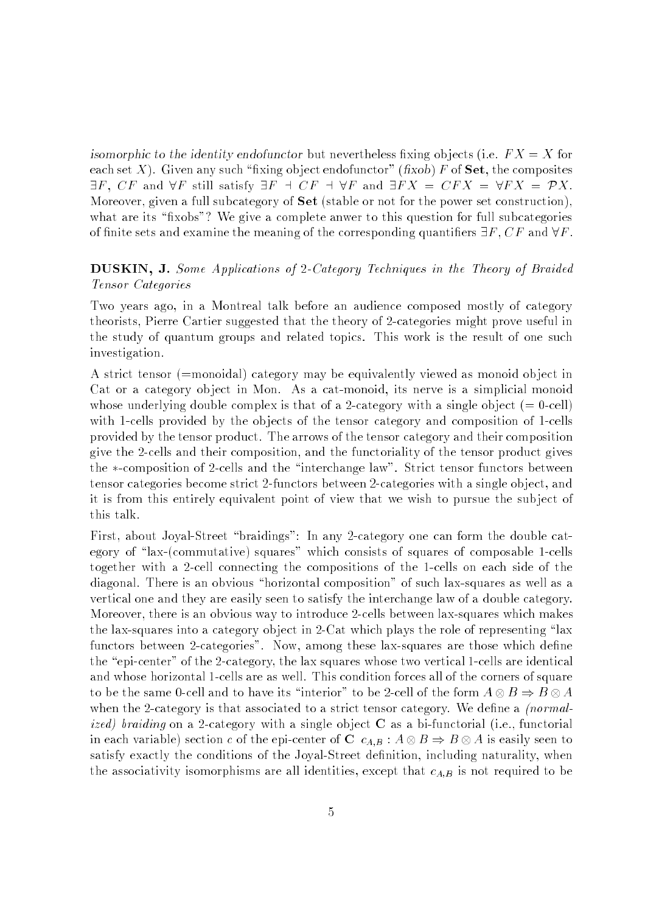*isomorphic to the identity endofunctor* but nevertheless fixing objects (i.e. $FX = X$ for each set $X$). Given any such "fixing object endofunctor" (*fixob*) $F$ of **Set**, the composites $\exists F$, $CF$ and $\forall F$ still satisfy $\exists F \dashv CF \dashv \forall F$ and $\exists FX = CFX = \forall FX = \mathcal{P}X$. Moreover, given a full subcategory of **Set** (stable or not for the power set construction), what are its "fixobs"? We give a complete anwer to this question for full subcategories of finite sets and examine the meaning of the corresponding quantifiers $\exists F$, $CF$ and $\forall F$.

**DUSKIN, J.** *Some Applications of 2-Category Techniques in the Theory of Braided Tensor Categories*

Two years ago, in a Montreal talk before an audience composed mostly of category theorists, Pierre Cartier suggested that the theory of 2-categories might prove useful in the study of quantum groups and related topics. This work is the result of one such investigation.

A strict tensor (=monoidal) category may be equivalently viewed as monoid object in Cat or a category object in Mon. As a cat-monoid, its nerve is a simplicial monoid whose underlying double complex is that of a 2-category with a single object (= 0-cell) with 1-cells provided by the objects of the tensor category and composition of 1-cells provided by the tensor product. The arrows of the tensor category and their composition give the 2-cells and their composition, and the functoriality of the tensor product gives the $*$-composition of 2-cells and the "interchange law". Strict tensor functors between tensor categories become strict 2-functors between 2-categories with a single object, and it is from this entirely equivalent point of view that we wish to pursue the subject of this talk.

First, about Joyal-Street "braidings": In any 2-category one can form the double category of "lax-(commutative) squares" which consists of squares of composable 1-cells together with a 2-cell connecting the compositions of the 1-cells on each side of the diagonal. There is an obvious "horizontal composition" of such lax-squares as well as a vertical one and they are easily seen to satisfy the interchange law of a double category. Moreover, there is an obvious way to introduce 2-cells between lax-squares which makes the lax-squares into a category object in 2-Cat which plays the role of representing "lax functors between 2-categories". Now, among these lax-squares are those which define the "epi-center" of the 2-category, the lax squares whose two vertical 1-cells are identical and whose horizontal 1-cells are as well. This condition forces all of the corners of square to be the same 0-cell and to have its "interior" to be 2-cell of the form $A \otimes B \Rightarrow B \otimes A$ when the 2-category is that associated to a strict tensor category. We define a *(normalized) braiding* on a 2-category with a single object **C** as a bi-functorial (i.e., functorial in each variable) section $c$ of the epi-center of **C** $c_{A,B} : A \otimes B \Rightarrow B \otimes A$ is easily seen to satisfy exactly the conditions of the Joyal-Street definition, including naturality, when the associativity isomorphisms are all identities, except that $c_{A,B}$ is not required to be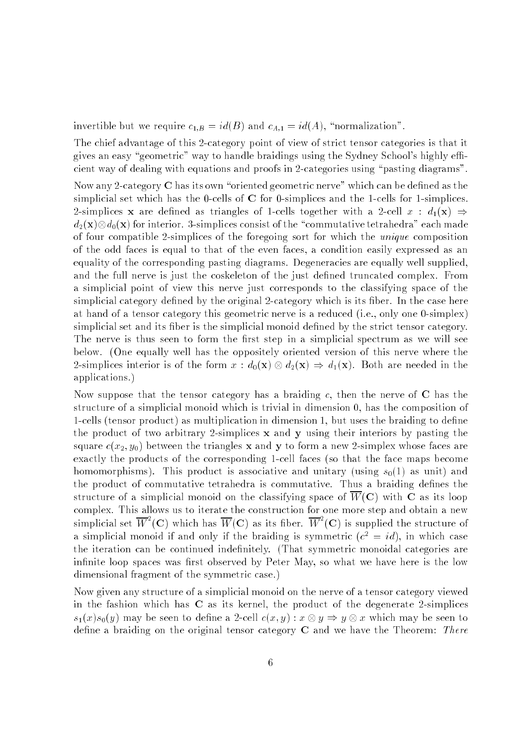invertible but we require $c_{1,B} = id(B)$ and $c_{A,1} = id(A)$, "normalization".

The chief advantage of this 2-category point of view of strict tensor categories is that it gives an easy "geometric" way to handle braidings using the Sydney School's highly efficient way of dealing with equations and proofs in 2-categories using "pasting diagrams".

Now any 2-category $\mathbf{C}$ has its own "oriented geometric nerve" which can be defined as the simplicial set which has the 0-cells of $\mathbf{C}$ for 0-simplices and the 1-cells for 1-simplices. 2-simplices $\mathbf{x}$ are defined as triangles of 1-cells together with a 2-cell $x : d_1(\mathbf{x}) \Rightarrow d_2(\mathbf{x}) \otimes d_0(\mathbf{x})$ for interior. 3-simplices consist of the "commutative tetrahedra" each made of four compatible 2-simplices of the foregoing sort for which the *unique* composition of the odd faces is equal to that of the even faces, a condition easily expressed as an equality of the corresponding pasting diagrams. Degeneracies are equally well supplied, and the full nerve is just the coskeleton of the just defined truncated complex. From a simplicial point of view this nerve just corresponds to the classifying space of the simplicial category defined by the original 2-category which is its fiber. In the case here at hand of a tensor category this geometric nerve is a reduced (i.e., only one 0-simplex) simplicial set and its fiber is the simplicial monoid defined by the strict tensor category. The nerve is thus seen to form the first step in a simplicial spectrum as we will see below. (One equally well has the oppositely oriented version of this nerve where the 2-simplices interior is of the form $x : d_0(\mathbf{x}) \otimes d_2(\mathbf{x}) \Rightarrow d_1(\mathbf{x})$. Both are needed in the applications.)

Now suppose that the tensor category has a braiding $c$, then the nerve of $\mathbf{C}$ has the structure of a simplicial monoid which is trivial in dimension 0, has the composition of 1-cells (tensor product) as multiplication in dimension 1, but uses the braiding to define the product of two arbitrary 2-simplices $\mathbf{x}$ and $\mathbf{y}$ using their interiors by pasting the square $c(x_2, y_0)$ between the triangles $\mathbf{x}$ and $\mathbf{y}$ to form a new 2-simplex whose faces are exactly the products of the corresponding 1-cell faces (so that the face maps become homomorphisms). This product is associative and unitary (using $s_0(1)$ as unit) and the product of commutative tetrahedra is commutative. Thus a braiding defines the structure of a simplicial monoid on the classifying space of $\overline{W}(\mathbf{C})$ with $\mathbf{C}$ as its loop complex. This allows us to iterate the construction for one more step and obtain a new simplicial set $\overline{W}^2(\mathbf{C})$ which has $\overline{W}(\mathbf{C})$ as its fiber. $\overline{W}^2(\mathbf{C})$ is supplied the structure of a simplicial monoid if and only if the braiding is symmetric ($c^2 = id$), in which case the iteration can be continued indefinitely. (That symmetric monoidal categories are infinite loop spaces was first observed by Peter May, so what we have here is the low dimensional fragment of the symmetric case.)

Now given any structure of a simplicial monoid on the nerve of a tensor category viewed in the fashion which has $\mathbf{C}$ as its kernel, the product of the degenerate 2-simplices $s_1(x)s_0(y)$ may be seen to define a 2-cell $c(x, y) : x \otimes y \Rightarrow y \otimes x$ which may be seen to define a braiding on the original tensor category $\mathbf{C}$ and we have the Theorem: *There*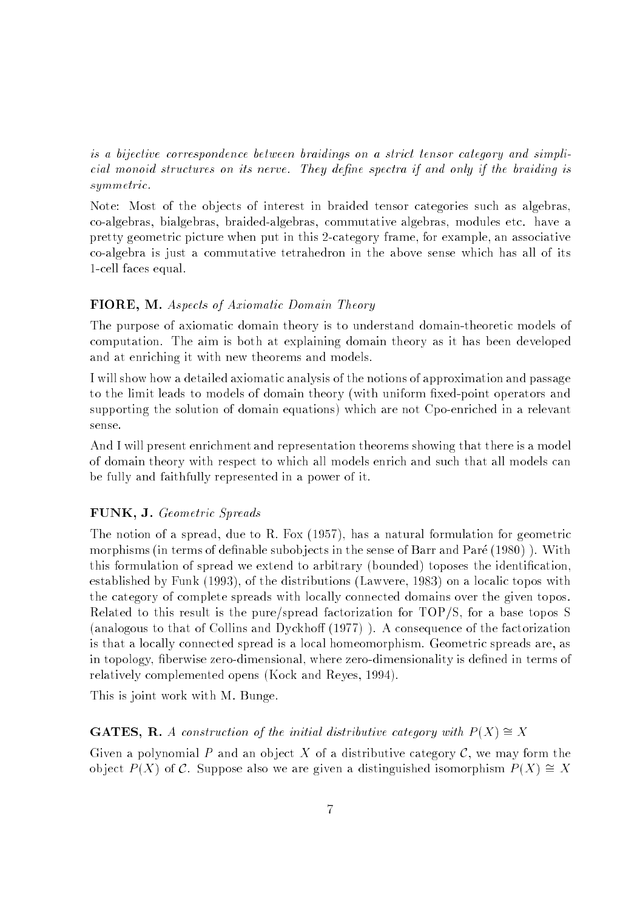*is a bijective correspondence between braidings on a strict tensor category and simplicial monoid structures on its nerve. They define spectra if and only if the braiding is symmetric.*

Note: Most of the objects of interest in braided tensor categories such as algebras, co-algebras, bialgebras, braided-algebras, commutative algebras, modules etc. have a pretty geometric picture when put in this 2-category frame, for example, an associative co-algebra is just a commutative tetrahedron in the above sense which has all of its 1-cell faces equal.

**FIORE, M.** *Aspects of Axiomatic Domain Theory*

The purpose of axiomatic domain theory is to understand domain-theoretic models of computation. The aim is both at explaining domain theory as it has been developed and at enriching it with new theorems and models.

I will show how a detailed axiomatic analysis of the notions of approximation and passage to the limit leads to models of domain theory (with uniform fixed-point operators and supporting the solution of domain equations) which are not Cpo-enriched in a relevant sense.

And I will present enrichment and representation theorems showing that there is a model of domain theory with respect to which all models enrich and such that all models can be fully and faithfully represented in a power of it.

**FUNK, J.** *Geometric Spreads*

The notion of a spread, due to R. Fox (1957), has a natural formulation for geometric morphisms (in terms of definable subobjects in the sense of Barr and Paré (1980) ). With this formulation of spread we extend to arbitrary (bounded) toposes the identification, established by Funk (1993), of the distributions (Lawvere, 1983) on a localic topos with the category of complete spreads with locally connected domains over the given topos. Related to this result is the pure/spread factorization for TOP/S, for a base topos S (analogous to that of Collins and Dyckhoff (1977) ). A consequence of the factorization is that a locally connected spread is a local homeomorphism. Geometric spreads are, as in topology, fiberwise zero-dimensional, where zero-dimensionality is defined in terms of relatively complemented opens (Kock and Reyes, 1994).

This is joint work with M. Bunge.

**GATES, R.** *A construction of the initial distributive category with $P(X) \cong X$*

Given a polynomial $P$ and an object $X$ of a distributive category $\mathcal{C}$, we may form the object $P(X)$ of $\mathcal{C}$. Suppose also we are given a distinguished isomorphism $P(X) \cong X$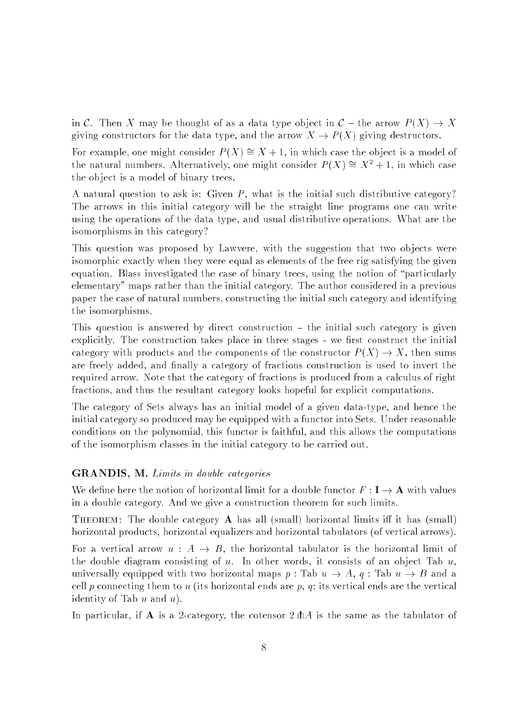in $\mathcal{C}$. Then $X$ may be thought of as a data type object in $\mathcal{C}$ – the arrow $P(X) \to X$ giving constructors for the data type, and the arrow $X \to P(X)$ giving destructors.

For example, one might consider $P(X) \cong X + 1$, in which case the object is a model of the natural numbers. Alternatively, one might consider $P(X) \cong X^2 + 1$, in which case the object is a model of binary trees.

A natural question to ask is: Given $P$, what is the initial such distributive category? The arrows in this initial category will be the straight line programs one can write using the operations of the data type, and usual distributive operations. What are the isomorphisms in this category?

This question was proposed by Lawvere, with the suggestion that two objects were isomorphic exactly when they were equal as elements of the free rig satisfying the given equation. Blass investigated the case of binary trees, using the notion of "particularly elementary" maps rather than the initial category. The author considered in a previous paper the case of natural numbers, constructing the initial such category and identifying the isomorphisms.

This question is answered by direct construction – the initial such category is given explicitly. The construction takes place in three stages - we first construct the initial category with products and the components of the constructor $P(X) \to X$, then sums are freely added, and finally a category of fractions construction is used to invert the required arrow. Note that the category of fractions is produced from a calculus of right fractions, and thus the resultant category looks hopeful for explicit computations.

The category of Sets always has an initial model of a given data-type, and hence the initial category so produced may be equipped with a functor into Sets. Under reasonable conditions on the polynomial, this functor is faithful, and this allows the computations of the isomorphism classes in the initial category to be carried out.

### GRANDIS, M. *Limits in double categories*

We define here the notion of horizontal limit for a double functor $F : \mathbf{I} \to \mathbf{A}$ with values in a double category. And we give a construction theorem for such limits.

THEOREM: The double category $\mathbf{A}$ has all (small) horizontal limits iff it has (small) horizontal products, horizontal equalizers and horizontal tabulators (of vertical arrows).

For a vertical arrow $u : A \to B$, the horizontal tabulator is the horizontal limit of the double diagram consisting of $u$. In other words, it consists of an object Tab $u$, universally equipped with two horizontal maps $p$ : Tab $u \to A$, $q$ : Tab $u \to B$ and a cell $p$ connecting them to $u$ (its horizontal ends are $p$, $q$; its vertical ends are the vertical identity of Tab $u$ and $u$).

In particular, if $\mathbf{A}$ is a 2-category, the cotensor $2 \pitchfork A$ is the same as the tabulator of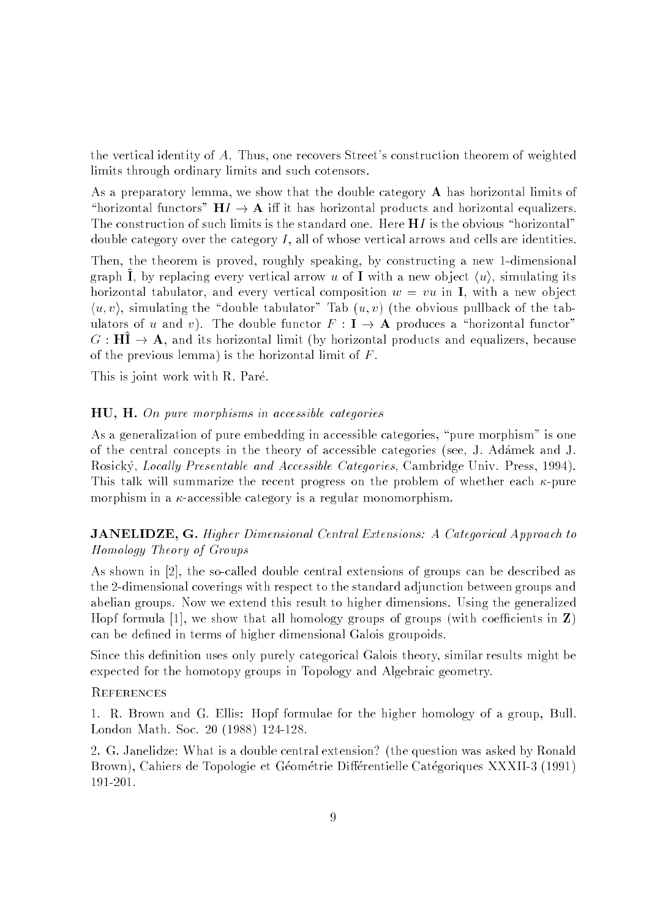the vertical identity of $A$. Thus, one recovers Street's construction theorem of weighted limits through ordinary limits and such cotensors.

As a preparatory lemma, we show that the double category $\mathbf{A}$ has horizontal limits of "horizontal functors" $\mathbf{H}I \to \mathbf{A}$ iff it has horizontal products and horizontal equalizers. The construction of such limits is the standard one. Here $\mathbf{H}I$ is the obvious "horizontal" double category over the category $I$, all of whose vertical arrows and cells are identities.

Then, the theorem is proved, roughly speaking, by constructing a new 1-dimensional graph $\hat{\mathbf{I}}$, by replacing every vertical arrow $u$ of $\mathbf{I}$ with a new object $\langle u \rangle$, simulating its horizontal tabulator, and every vertical composition $w = vu$ in $\mathbf{I}$, with a new object $\langle u, v \rangle$, simulating the "double tabulator" Tab $(u, v)$ (the obvious pullback of the tabulators of $u$ and $v$). The double functor $F : \mathbf{I} \to \mathbf{A}$ produces a "horizontal functor" $G : \mathbf{H}\hat{\mathbf{I}} \to \mathbf{A}$, and its horizontal limit (by horizontal products and equalizers, because of the previous lemma) is the horizontal limit of $F$.

This is joint work with R. Paré.

## HU, H. *On pure morphisms in accessible categories*

As a generalization of pure embedding in accessible categories, "pure morphism" is one of the central concepts in the theory of accessible categories (see, J. Adámek and J. Rosický, *Locally Presentable and Accessible Categories*, Cambridge Univ. Press, 1994). This talk will summarize the recent progress on the problem of whether each $\kappa$-pure morphism in a $\kappa$-accessible category is a regular monomorphism.

## JANELIDZE, G. *Higher Dimensional Central Extensions: A Categorical Approach to Homology Theory of Groups*

As shown in [2], the so-called double central extensions of groups can be described as the 2-dimensional coverings with respect to the standard adjunction between groups and abelian groups. Now we extend this result to higher dimensions. Using the generalized Hopf formula [1], we show that all homology groups of groups (with coefficients in $\mathbf{Z}$) can be defined in terms of higher dimensional Galois groupoids.

Since this definition uses only purely categorical Galois theory, similar results might be expected for the homotopy groups in Topology and Algebraic geometry.

References

1. R. Brown and G. Ellis: Hopf formulae for the higher homology of a group, Bull. London Math. Soc. 20 (1988) 124-128.

2. G. Janelidze: What is a double central extension? (the question was asked by Ronald Brown), Cahiers de Topologie et Géométrie Différentielle Catégoriques XXXII-3 (1991) 191-201.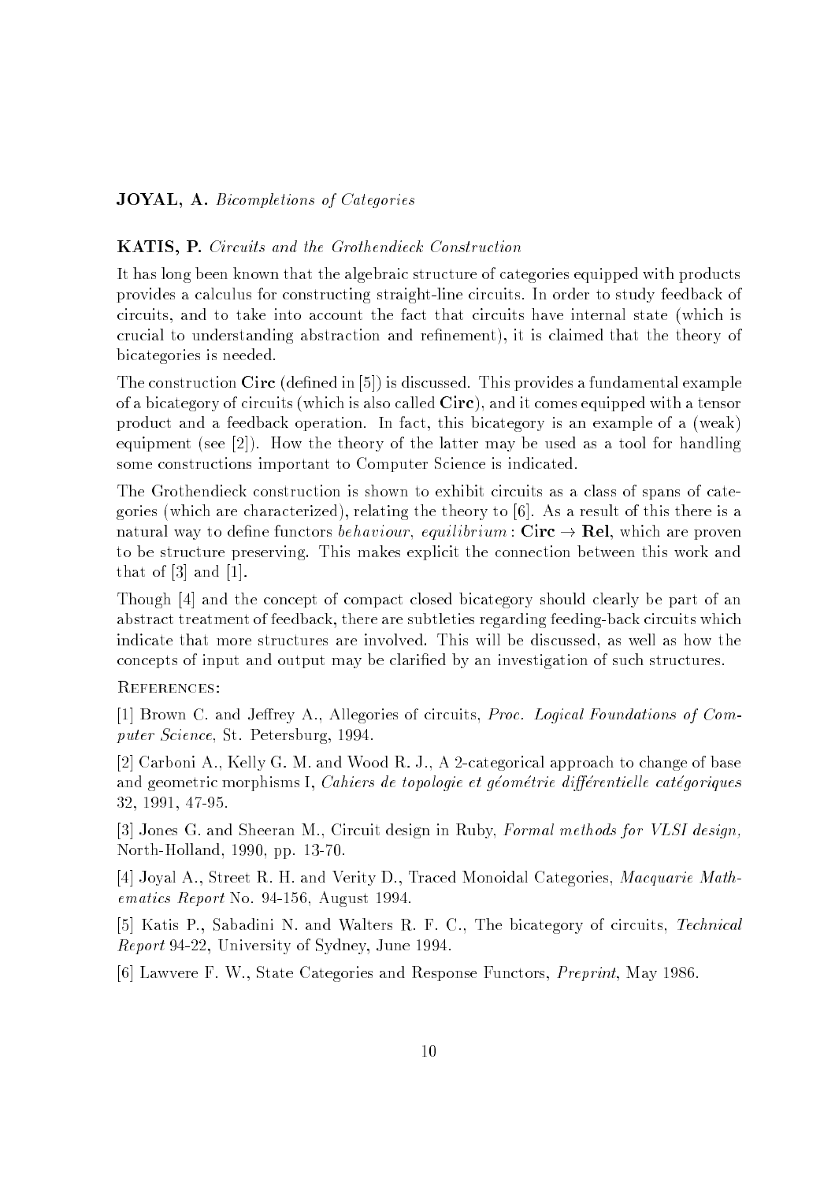**JOYAL, A.** *Bicompletions of Categories*

**KATIS, P.** *Circuits and the Grothendieck Construction*

It has long been known that the algebraic structure of categories equipped with products provides a calculus for constructing straight-line circuits. In order to study feedback of circuits, and to take into account the fact that circuits have internal state (which is crucial to understanding abstraction and refinement), it is claimed that the theory of bicategories is needed.

The construction **Circ** (defined in [5]) is discussed. This provides a fundamental example of a bicategory of circuits (which is also called **Circ**), and it comes equipped with a tensor product and a feedback operation. In fact, this bicategory is an example of a (weak) equipment (see [2]). How the theory of the latter may be used as a tool for handling some constructions important to Computer Science is indicated.

The Grothendieck construction is shown to exhibit circuits as a class of spans of categories (which are characterized), relating the theory to [6]. As a result of this there is a natural way to define functors *behaviour*, *equilibrium* : $\mathbf{Circ} \to \mathbf{Rel}$, which are proven to be structure preserving. This makes explicit the connection between this work and that of [3] and [1].

Though [4] and the concept of compact closed bicategory should clearly be part of an abstract treatment of feedback, there are subtleties regarding feeding-back circuits which indicate that more structures are involved. This will be discussed, as well as how the concepts of input and output may be clarified by an investigation of such structures.

References:

[1] Brown C. and Jeffrey A., Allegories of circuits, *Proc. Logical Foundations of Computer Science*, St. Petersburg, 1994.

[2] Carboni A., Kelly G. M. and Wood R. J., A 2-categorical approach to change of base and geometric morphisms I, *Cahiers de topologie et géométrie différentielle catégoriques* 32, 1991, 47-95.

[3] Jones G. and Sheeran M., Circuit design in Ruby, *Formal methods for VLSI design,* North-Holland, 1990, pp. 13-70.

[4] Joyal A., Street R. H. and Verity D., Traced Monoidal Categories, *Macquarie Mathematics Report* No. 94-156, August 1994.

[5] Katis P., Sabadini N. and Walters R. F. C., The bicategory of circuits, *Technical Report* 94-22, University of Sydney, June 1994.

[6] Lawvere F. W., State Categories and Response Functors, *Preprint*, May 1986.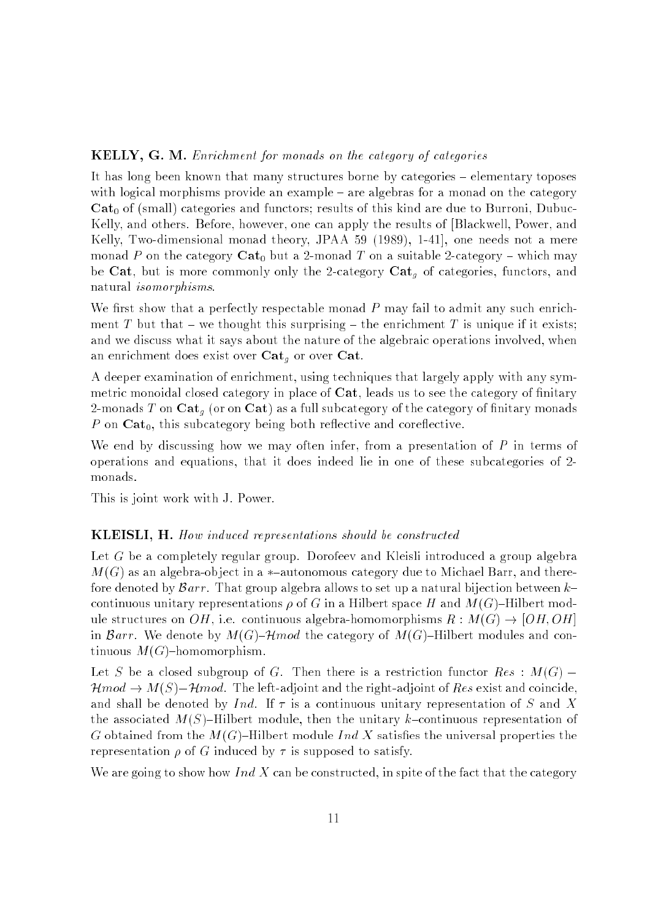**KELLY, G. M.** *Enrichment for monads on the category of categories*

It has long been known that many structures borne by categories – elementary toposes with logical morphisms provide an example – are algebras for a monad on the category $\mathbf{Cat}_0$ of (small) categories and functors; results of this kind are due to Burroni, Dubuc-Kelly, and others. Before, however, one can apply the results of [Blackwell, Power, and Kelly, Two-dimensional monad theory, JPAA 59 (1989), 1-41], one needs not a mere monad $P$ on the category $\mathbf{Cat}_0$ but a 2-monad $T$ on a suitable 2-category – which may be $\mathbf{Cat}$, but is more commonly only the 2-category $\mathbf{Cat}_g$ of categories, functors, and natural *isomorphisms*.

We first show that a perfectly respectable monad $P$ may fail to admit any such enrichment $T$ but that – we thought this surprising – the enrichment $T$ is unique if it exists; and we discuss what it says about the nature of the algebraic operations involved, when an enrichment does exist over $\mathbf{Cat}_g$ or over $\mathbf{Cat}$.

A deeper examination of enrichment, using techniques that largely apply with any symmetric monoidal closed category in place of $\mathbf{Cat}$, leads us to see the category of finitary 2-monads $T$ on $\mathbf{Cat}_g$ (or on $\mathbf{Cat}$) as a full subcategory of the category of finitary monads $P$ on $\mathbf{Cat}_0$, this subcategory being both reflective and coreflective.

We end by discussing how we may often infer, from a presentation of $P$ in terms of operations and equations, that it does indeed lie in one of these subcategories of 2-monads.

This is joint work with J. Power.

**KLEISLI, H.** *How induced representations should be constructed*

Let $G$ be a completely regular group. Dorofeev and Kleisli introduced a group algebra $M(G)$ as an algebra-object in a $*$–autonomous category due to Michael Barr, and therefore denoted by $\mathcal{B}arr$. That group algebra allows to set up a natural bijection between $k$–continuous unitary representations $\rho$ of $G$ in a Hilbert space $H$ and $M(G)$–Hilbert module structures on $OH$, i.e. continuous algebra-homomorphisms $R : M(G) \to [OH, OH]$ in $\mathcal{B}arr$. We denote by $M(G)$–$\mathcal{H}mod$ the category of $M(G)$–Hilbert modules and continuous $M(G)$–homomorphism.

Let $S$ be a closed subgroup of $G$. Then there is a restriction functor $Res : M(G) - \mathcal{H}mod \to M(S) - \mathcal{H}mod$. The left-adjoint and the right-adjoint of $Res$ exist and coincide, and shall be denoted by $Ind$. If $\tau$ is a continuous unitary representation of $S$ and $X$ the associated $M(S)$–Hilbert module, then the unitary $k$–continuous representation of $G$ obtained from the $M(G)$–Hilbert module $Ind\ X$ satisfies the universal properties the representation $\rho$ of $G$ induced by $\tau$ is supposed to satisfy.

We are going to show how $Ind\ X$ can be constructed, in spite of the fact that the category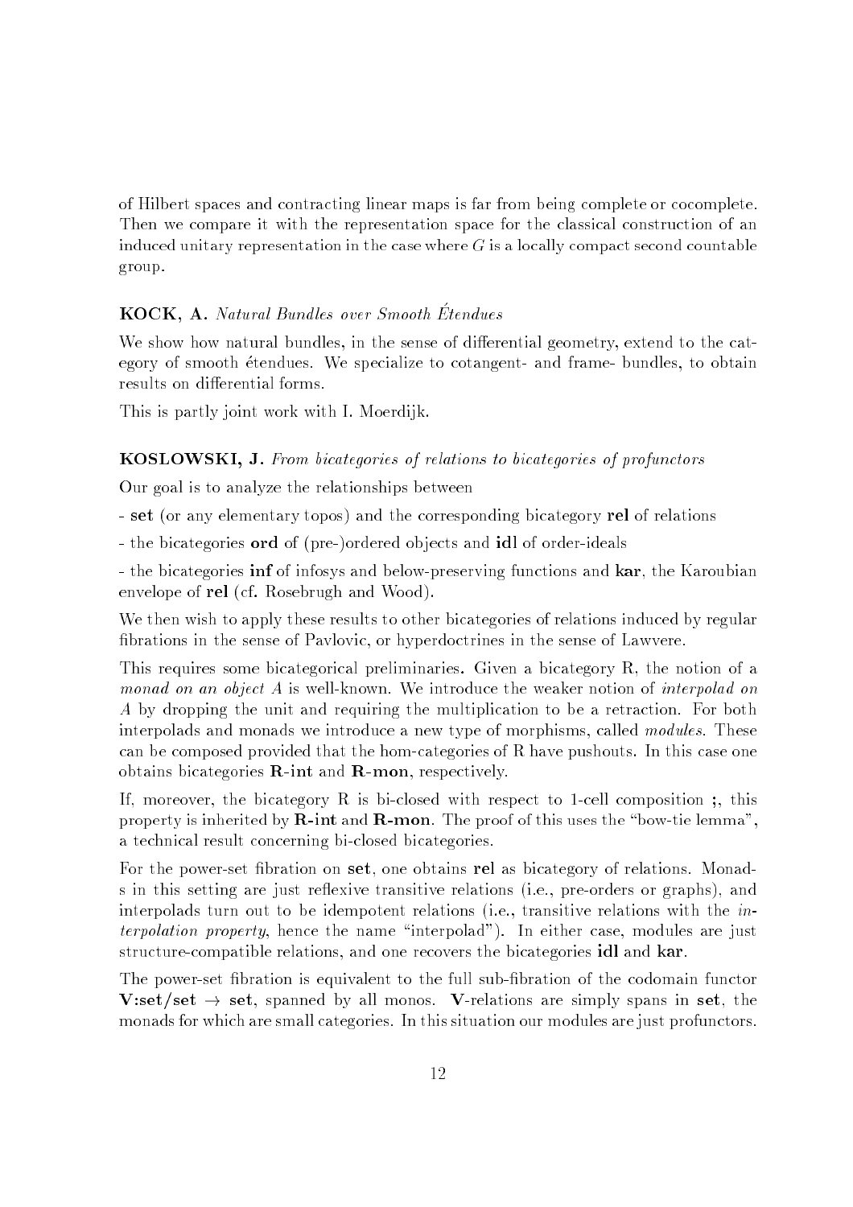of Hilbert spaces and contracting linear maps is far from being complete or cocomplete. Then we compare it with the representation space for the classical construction of an induced unitary representation in the case where $G$ is a locally compact second countable group.

**KOCK, A.** *Natural Bundles over Smooth Étendues*

We show how natural bundles, in the sense of differential geometry, extend to the category of smooth étendues. We specialize to cotangent- and frame- bundles, to obtain results on differential forms.

This is partly joint work with I. Moerdijk.

**KOSLOWSKI, J.** *From bicategories of relations to bicategories of profunctors*

Our goal is to analyze the relationships between

- **set** (or any elementary topos) and the corresponding bicategory **rel** of relations
- the bicategories **ord** of (pre-)ordered objects and **idl** of order-ideals
- the bicategories **inf** of infosys and below-preserving functions and **kar**, the Karoubian envelope of **rel** (cf. Rosebrugh and Wood).

We then wish to apply these results to other bicategories of relations induced by regular fibrations in the sense of Pavlovic, or hyperdoctrines in the sense of Lawvere.

This requires some bicategorical preliminaries. Given a bicategory R, the notion of a *monad on an object A* is well-known. We introduce the weaker notion of *interpolad on A* by dropping the unit and requiring the multiplication to be a retraction. For both interpolads and monads we introduce a new type of morphisms, called *modules*. These can be composed provided that the hom-categories of R have pushouts. In this case one obtains bicategories **R-int** and **R-mon**, respectively.

If, moreover, the bicategory R is bi-closed with respect to 1-cell composition **;**, this property is inherited by **R-int** and **R-mon**. The proof of this uses the "bow-tie lemma", a technical result concerning bi-closed bicategories.

For the power-set fibration on **set**, one obtains **rel** as bicategory of relations. Monads in this setting are just reflexive transitive relations (i.e., pre-orders or graphs), and interpolads turn out to be idempotent relations (i.e., transitive relations with the *interpolation property*, hence the name "interpolad"). In either case, modules are just structure-compatible relations, and one recovers the bicategories **idl** and **kar**.

The power-set fibration is equivalent to the full sub-fibration of the codomain functor **V:set/set** $\to$ **set**, spanned by all monos. **V**-relations are simply spans in **set**, the monads for which are small categories. In this situation our modules are just profunctors.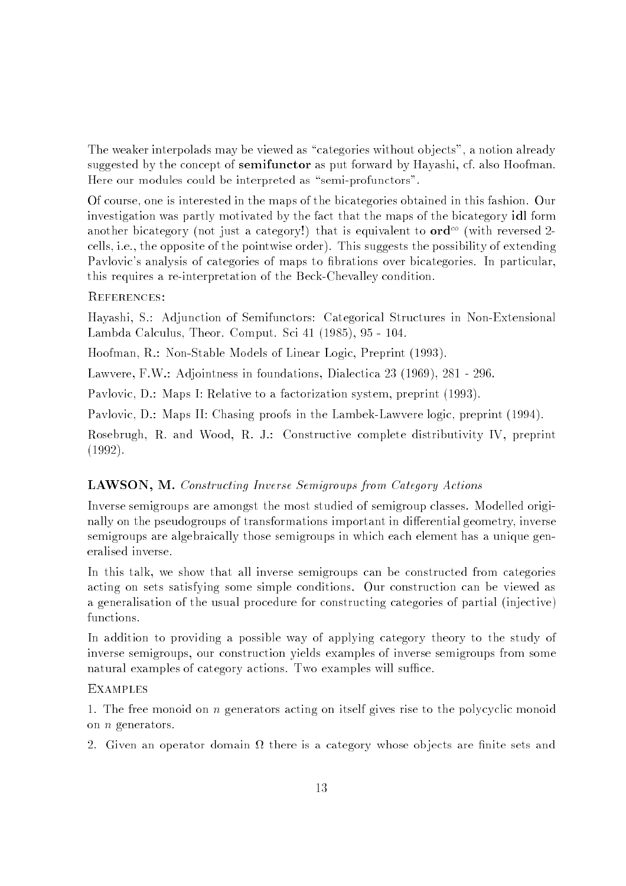The weaker interpolads may be viewed as "categories without objects", a notion already suggested by the concept of **semifunctor** as put forward by Hayashi, cf. also Hoofman. Here our modules could be interpreted as "semi-profunctors".

Of course, one is interested in the maps of the bicategories obtained in this fashion. Our investigation was partly motivated by the fact that the maps of the bicategory **idl** form another bicategory (not just a category!) that is equivalent to $\mathbf{ord}^{co}$ (with reversed 2-cells, i.e., the opposite of the pointwise order). This suggests the possibility of extending Pavlovic's analysis of categories of maps to fibrations over bicategories. In particular, this requires a re-interpretation of the Beck-Chevalley condition.

References:

Hayashi, S.: Adjunction of Semifunctors: Categorical Structures in Non-Extensional Lambda Calculus, Theor. Comput. Sci 41 (1985), 95 - 104.

Hoofman, R.: Non-Stable Models of Linear Logic, Preprint (1993).

Lawvere, F.W.: Adjointness in foundations, Dialectica 23 (1969), 281 - 296.

Pavlovic, D.: Maps I: Relative to a factorization system, preprint (1993).

Pavlovic, D.: Maps II: Chasing proofs in the Lambek-Lawvere logic, preprint (1994).

Rosebrugh, R. and Wood, R. J.: Constructive complete distributivity IV, preprint (1992).

## LAWSON, M. *Constructing Inverse Semigroups from Category Actions*

Inverse semigroups are amongst the most studied of semigroup classes. Modelled originally on the pseudogroups of transformations important in differential geometry, inverse semigroups are algebraically those semigroups in which each element has a unique generalised inverse.

In this talk, we show that all inverse semigroups can be constructed from categories acting on sets satisfying some simple conditions. Our construction can be viewed as a generalisation of the usual procedure for constructing categories of partial (injective) functions.

In addition to providing a possible way of applying category theory to the study of inverse semigroups, our construction yields examples of inverse semigroups from some natural examples of category actions. Two examples will suffice.

Examples

1. The free monoid on $n$ generators acting on itself gives rise to the polycyclic monoid on $n$ generators.

2. Given an operator domain $\Omega$ there is a category whose objects are finite sets and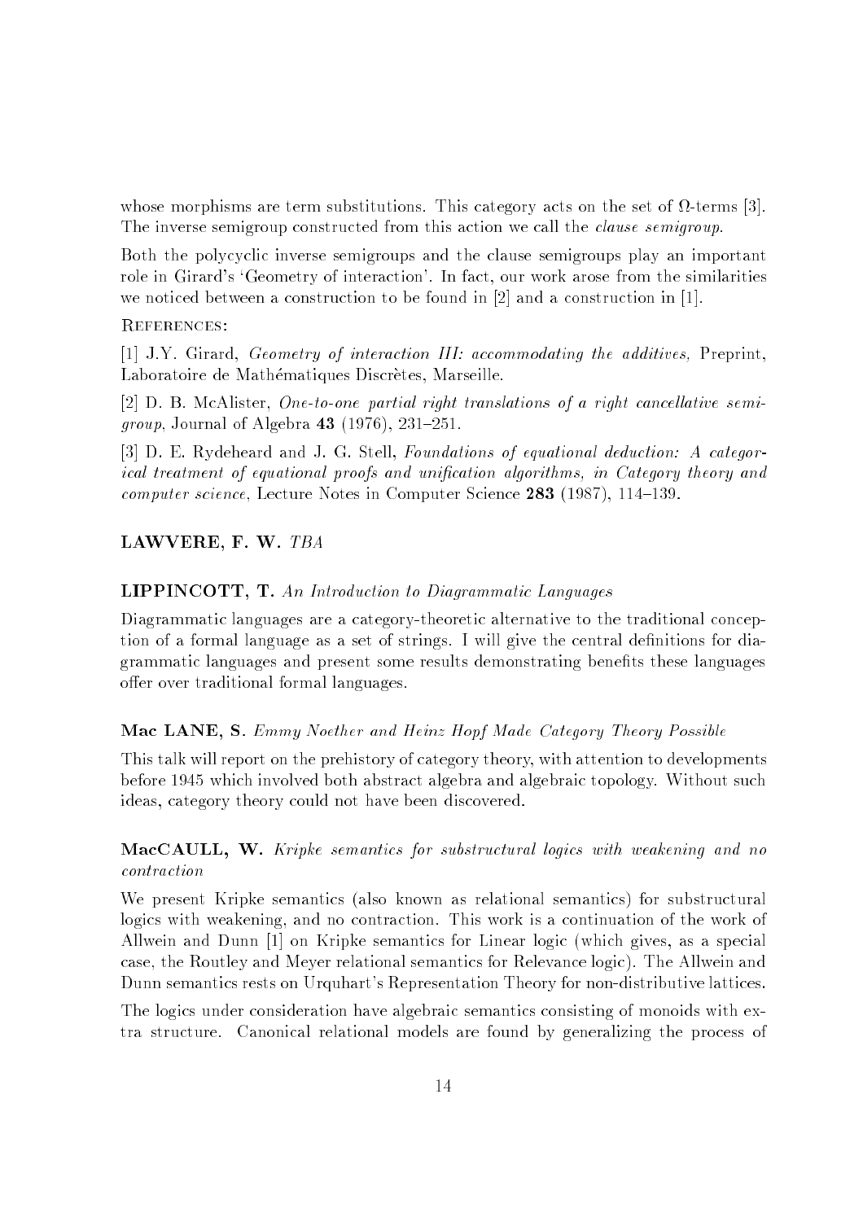whose morphisms are term substitutions. This category acts on the set of $\Omega$-terms [3]. The inverse semigroup constructed from this action we call the *clause semigroup*.

Both the polycyclic inverse semigroups and the clause semigroups play an important role in Girard's 'Geometry of interaction'. In fact, our work arose from the similarities we noticed between a construction to be found in [2] and a construction in [1].

References:

[1] J.Y. Girard, *Geometry of interaction III: accommodating the additives,* Preprint, Laboratoire de Mathématiques Discrètes, Marseille.

[2] D. B. McAlister, *One-to-one partial right translations of a right cancellative semigroup*, Journal of Algebra **43** (1976), 231–251.

[3] D. E. Rydeheard and J. G. Stell, *Foundations of equational deduction: A categorical treatment of equational proofs and unification algorithms, in Category theory and computer science*, Lecture Notes in Computer Science **283** (1987), 114–139.

**LAWVERE, F. W.** *TBA*

**LIPPINCOTT, T.** *An Introduction to Diagrammatic Languages*

Diagrammatic languages are a category-theoretic alternative to the traditional conception of a formal language as a set of strings. I will give the central definitions for diagrammatic languages and present some results demonstrating benefits these languages offer over traditional formal languages.

**Mac LANE, S.** *Emmy Noether and Heinz Hopf Made Category Theory Possible*

This talk will report on the prehistory of category theory, with attention to developments before 1945 which involved both abstract algebra and algebraic topology. Without such ideas, category theory could not have been discovered.

**MacCAULL, W.** *Kripke semantics for substructural logics with weakening and no contraction*

We present Kripke semantics (also known as relational semantics) for substructural logics with weakening, and no contraction. This work is a continuation of the work of Allwein and Dunn [1] on Kripke semantics for Linear logic (which gives, as a special case, the Routley and Meyer relational semantics for Relevance logic). The Allwein and Dunn semantics rests on Urquhart's Representation Theory for non-distributive lattices.

The logics under consideration have algebraic semantics consisting of monoids with extra structure. Canonical relational models are found by generalizing the process of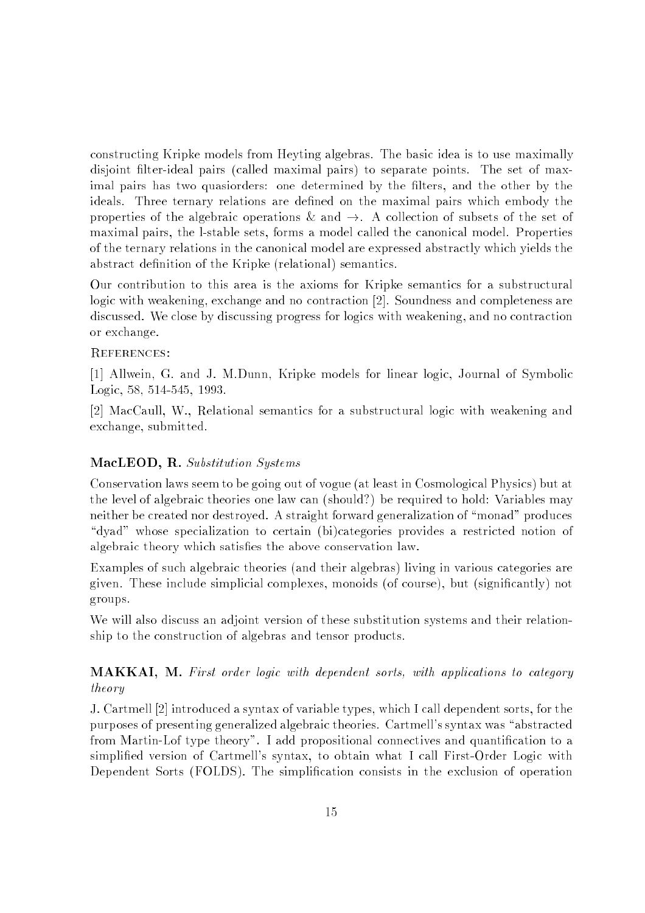constructing Kripke models from Heyting algebras. The basic idea is to use maximally disjoint filter-ideal pairs (called maximal pairs) to separate points. The set of maximal pairs has two quasiorders: one determined by the filters, and the other by the ideals. Three ternary relations are defined on the maximal pairs which embody the properties of the algebraic operations & and $\rightarrow$. A collection of subsets of the set of maximal pairs, the l-stable sets, forms a model called the canonical model. Properties of the ternary relations in the canonical model are expressed abstractly which yields the abstract definition of the Kripke (relational) semantics.

Our contribution to this area is the axioms for Kripke semantics for a substructural logic with weakening, exchange and no contraction [2]. Soundness and completeness are discussed. We close by discussing progress for logics with weakening, and no contraction or exchange.

References:

[1] Allwein, G. and J. M.Dunn, Kripke models for linear logic, Journal of Symbolic Logic, 58, 514-545, 1993.

[2] MacCaull, W., Relational semantics for a substructural logic with weakening and exchange, submitted.

### MacLEOD, R. *Substitution Systems*

Conservation laws seem to be going out of vogue (at least in Cosmological Physics) but at the level of algebraic theories one law can (should?) be required to hold: Variables may neither be created nor destroyed. A straight forward generalization of "monad" produces "dyad" whose specialization to certain (bi)categories provides a restricted notion of algebraic theory which satisfies the above conservation law.

Examples of such algebraic theories (and their algebras) living in various categories are given. These include simplicial complexes, monoids (of course), but (significantly) not groups.

We will also discuss an adjoint version of these substitution systems and their relationship to the construction of algebras and tensor products.

### MAKKAI, M. *First order logic with dependent sorts, with applications to category theory*

J. Cartmell [2] introduced a syntax of variable types, which I call dependent sorts, for the purposes of presenting generalized algebraic theories. Cartmell's syntax was "abstracted from Martin-Lof type theory". I add propositional connectives and quantification to a simplified version of Cartmell's syntax, to obtain what I call First-Order Logic with Dependent Sorts (FOLDS). The simplification consists in the exclusion of operation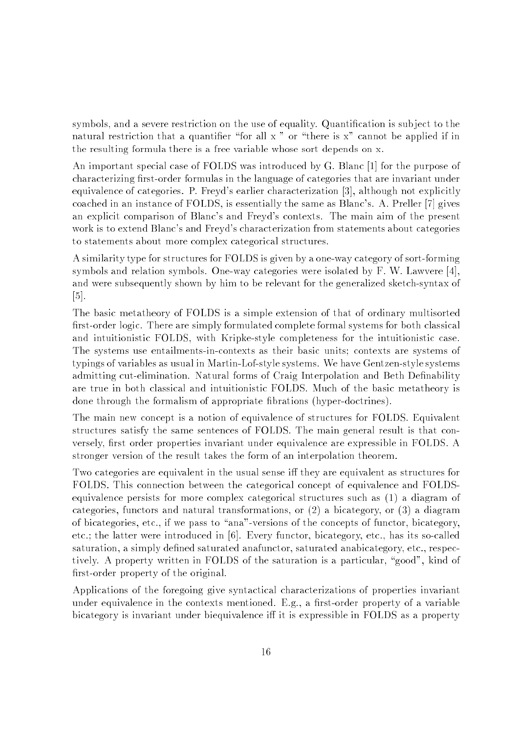symbols, and a severe restriction on the use of equality. Quantification is subject to the natural restriction that a quantifier "for all x " or "there is x" cannot be applied if in the resulting formula there is a free variable whose sort depends on x.

An important special case of FOLDS was introduced by G. Blanc [1] for the purpose of characterizing first-order formulas in the language of categories that are invariant under equivalence of categories. P. Freyd's earlier characterization [3], although not explicitly coached in an instance of FOLDS, is essentially the same as Blanc's. A. Preller [7] gives an explicit comparison of Blanc's and Freyd's contexts. The main aim of the present work is to extend Blanc's and Freyd's characterization from statements about categories to statements about more complex categorical structures.

A similarity type for structures for FOLDS is given by a one-way category of sort-forming symbols and relation symbols. One-way categories were isolated by F. W. Lawvere [4], and were subsequently shown by him to be relevant for the generalized sketch-syntax of [5].

The basic metatheory of FOLDS is a simple extension of that of ordinary multisorted first-order logic. There are simply formulated complete formal systems for both classical and intuitionistic FOLDS, with Kripke-style completeness for the intuitionistic case. The systems use entailments-in-contexts as their basic units; contexts are systems of typings of variables as usual in Martin-Lof-style systems. We have Gentzen-style systems admitting cut-elimination. Natural forms of Craig Interpolation and Beth Definability are true in both classical and intuitionistic FOLDS. Much of the basic metatheory is done through the formalism of appropriate fibrations (hyper-doctrines).

The main new concept is a notion of equivalence of structures for FOLDS. Equivalent structures satisfy the same sentences of FOLDS. The main general result is that conversely, first order properties invariant under equivalence are expressible in FOLDS. A stronger version of the result takes the form of an interpolation theorem.

Two categories are equivalent in the usual sense iff they are equivalent as structures for FOLDS. This connection between the categorical concept of equivalence and FOLDS-equivalence persists for more complex categorical structures such as (1) a diagram of categories, functors and natural transformations, or (2) a bicategory, or (3) a diagram of bicategories, etc., if we pass to "ana"-versions of the concepts of functor, bicategory, etc.; the latter were introduced in [6]. Every functor, bicategory, etc., has its so-called saturation, a simply defined saturated anafunctor, saturated anabicategory, etc., respectively. A property written in FOLDS of the saturation is a particular, "good", kind of first-order property of the original.

Applications of the foregoing give syntactical characterizations of properties invariant under equivalence in the contexts mentioned. E.g., a first-order property of a variable bicategory is invariant under biequivalence iff it is expressible in FOLDS as a property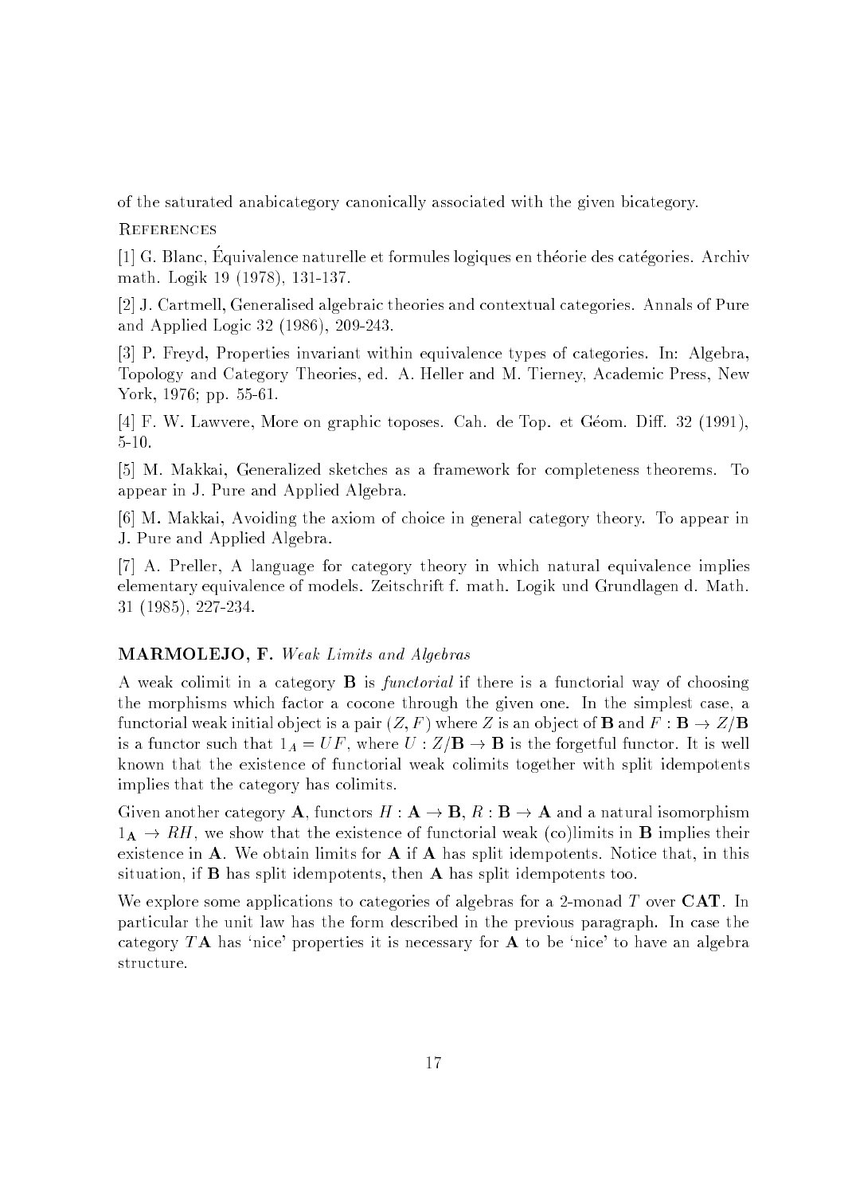of the saturated anabicategory canonically associated with the given bicategory.

References

[1] G. Blanc, Équivalence naturelle et formules logiques en théorie des catégories. Archiv math. Logik 19 (1978), 131-137.

[2] J. Cartmell, Generalised algebraic theories and contextual categories. Annals of Pure and Applied Logic 32 (1986), 209-243.

[3] P. Freyd, Properties invariant within equivalence types of categories. In: Algebra, Topology and Category Theories, ed. A. Heller and M. Tierney, Academic Press, New York, 1976; pp. 55-61.

[4] F. W. Lawvere, More on graphic toposes. Cah. de Top. et Géom. Diff. 32 (1991), 5-10.

[5] M. Makkai, Generalized sketches as a framework for completeness theorems. To appear in J. Pure and Applied Algebra.

[6] M. Makkai, Avoiding the axiom of choice in general category theory. To appear in J. Pure and Applied Algebra.

[7] A. Preller, A language for category theory in which natural equivalence implies elementary equivalence of models. Zeitschrift f. math. Logik und Grundlagen d. Math. 31 (1985), 227-234.

## MARMOLEJO, F. *Weak Limits and Algebras*

A weak colimit in a category $\mathbf{B}$ is *functorial* if there is a functorial way of choosing the morphisms which factor a cocone through the given one. In the simplest case, a functorial weak initial object is a pair $(Z, F)$ where $Z$ is an object of $\mathbf{B}$ and $F : \mathbf{B} \to Z/\mathbf{B}$ is a functor such that $1_A = UF$, where $U : Z/\mathbf{B} \to \mathbf{B}$ is the forgetful functor. It is well known that the existence of functorial weak colimits together with split idempotents implies that the category has colimits.

Given another category $\mathbf{A}$, functors $H : \mathbf{A} \to \mathbf{B}$, $R : \mathbf{B} \to \mathbf{A}$ and a natural isomorphism $1_{\mathbf{A}} \to RH$, we show that the existence of functorial weak (co)limits in $\mathbf{B}$ implies their existence in $\mathbf{A}$. We obtain limits for $\mathbf{A}$ if $\mathbf{A}$ has split idempotents. Notice that, in this situation, if $\mathbf{B}$ has split idempotents, then $\mathbf{A}$ has split idempotents too.

We explore some applications to categories of algebras for a 2-monad $T$ over $\mathbf{CAT}$. In particular the unit law has the form described in the previous paragraph. In case the category $T\mathbf{A}$ has 'nice' properties it is necessary for $\mathbf{A}$ to be 'nice' to have an algebra structure.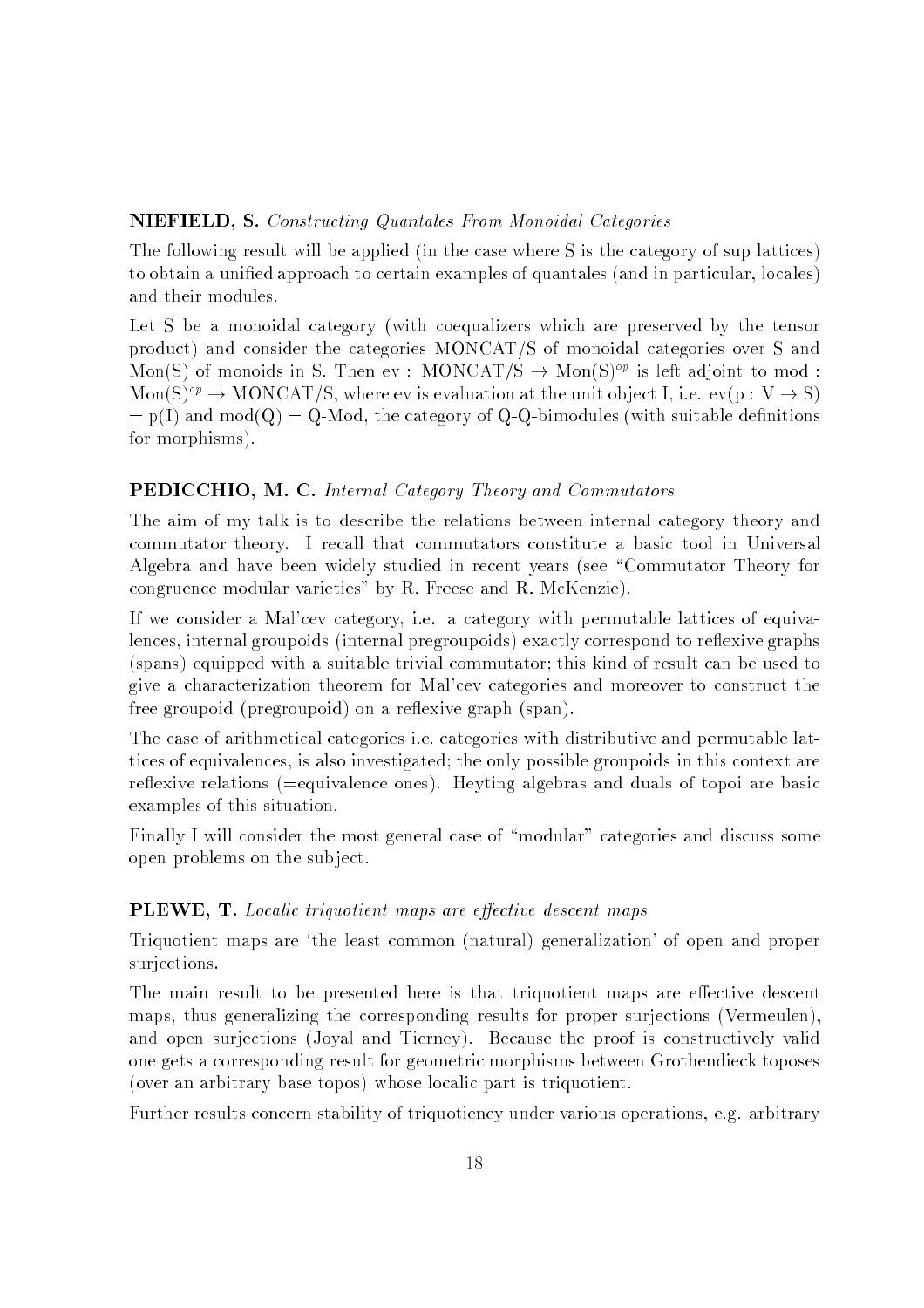**NIEFIELD, S.** *Constructing Quantales From Monoidal Categories*

The following result will be applied (in the case where S is the category of sup lattices) to obtain a unified approach to certain examples of quantales (and in particular, locales) and their modules.

Let S be a monoidal category (with coequalizers which are preserved by the tensor product) and consider the categories MONCAT/S of monoidal categories over S and Mon(S) of monoids in S. Then ev : MONCAT/S $\to$ Mon(S)$^{op}$ is left adjoint to mod : Mon(S)$^{op}$ $\to$ MONCAT/S, where ev is evaluation at the unit object I, i.e. ev(p : V $\to$ S) = p(I) and mod(Q) = Q-Mod, the category of Q-Q-bimodules (with suitable definitions for morphisms).

**PEDICCHIO, M. C.** *Internal Category Theory and Commutators*

The aim of my talk is to describe the relations between internal category theory and commutator theory. I recall that commutators constitute a basic tool in Universal Algebra and have been widely studied in recent years (see "Commutator Theory for congruence modular varieties" by R. Freese and R. McKenzie).

If we consider a Mal'cev category, i.e. a category with permutable lattices of equivalences, internal groupoids (internal pregroupoids) exactly correspond to reflexive graphs (spans) equipped with a suitable trivial commutator; this kind of result can be used to give a characterization theorem for Mal'cev categories and moreover to construct the free groupoid (pregroupoid) on a reflexive graph (span).

The case of arithmetical categories i.e. categories with distributive and permutable lattices of equivalences, is also investigated; the only possible groupoids in this context are reflexive relations (=equivalence ones). Heyting algebras and duals of topoi are basic examples of this situation.

Finally I will consider the most general case of "modular" categories and discuss some open problems on the subject.

**PLEWE, T.** *Localic triquotient maps are effective descent maps*

Triquotient maps are 'the least common (natural) generalization' of open and proper surjections.

The main result to be presented here is that triquotient maps are effective descent maps, thus generalizing the corresponding results for proper surjections (Vermeulen), and open surjections (Joyal and Tierney). Because the proof is constructively valid one gets a corresponding result for geometric morphisms between Grothendieck toposes (over an arbitrary base topos) whose localic part is triquotient.

Further results concern stability of triquotiency under various operations, e.g. arbitrary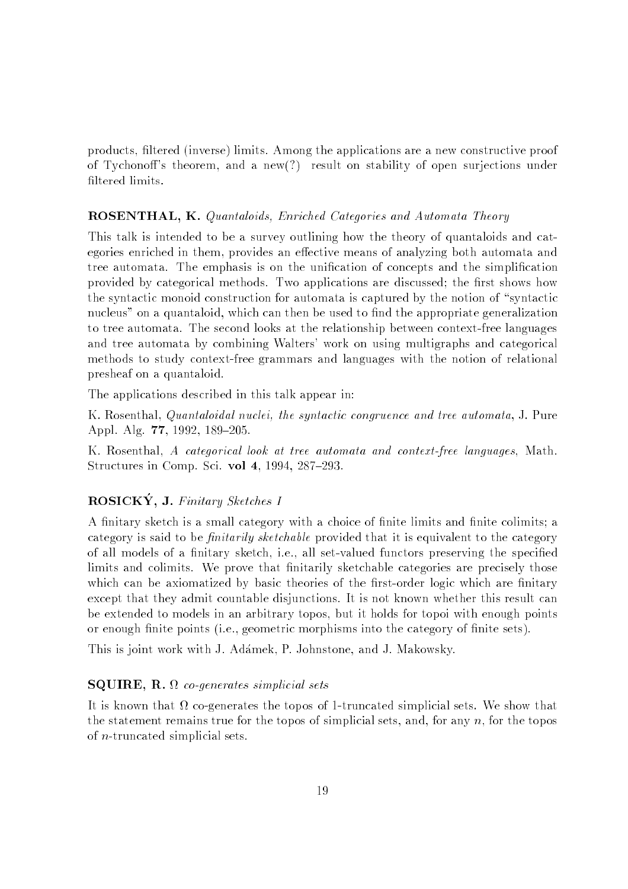products, filtered (inverse) limits. Among the applications are a new constructive proof of Tychonoff's theorem, and a new(?) result on stability of open surjections under filtered limits.

**ROSENTHAL, K.** *Quantaloids, Enriched Categories and Automata Theory*

This talk is intended to be a survey outlining how the theory of quantaloids and categories enriched in them, provides an effective means of analyzing both automata and tree automata. The emphasis is on the unification of concepts and the simplification provided by categorical methods. Two applications are discussed; the first shows how the syntactic monoid construction for automata is captured by the notion of "syntactic nucleus" on a quantaloid, which can then be used to find the appropriate generalization to tree automata. The second looks at the relationship between context-free languages and tree automata by combining Walters' work on using multigraphs and categorical methods to study context-free grammars and languages with the notion of relational presheaf on a quantaloid.

The applications described in this talk appear in:

K. Rosenthal, *Quantaloidal nuclei, the syntactic congruence and tree automata*, J. Pure Appl. Alg. **77**, 1992, 189–205.

K. Rosenthal, *A categorical look at tree automata and context-free languages*, Math. Structures in Comp. Sci. **vol 4**, 1994, 287–293.

**ROSICKÝ, J.** *Finitary Sketches I*

A finitary sketch is a small category with a choice of finite limits and finite colimits; a category is said to be *finitarily sketchable* provided that it is equivalent to the category of all models of a finitary sketch, i.e., all set-valued functors preserving the specified limits and colimits. We prove that finitarily sketchable categories are precisely those which can be axiomatized by basic theories of the first-order logic which are finitary except that they admit countable disjunctions. It is not known whether this result can be extended to models in an arbitrary topos, but it holds for topoi with enough points or enough finite points (i.e., geometric morphisms into the category of finite sets).

This is joint work with J. Adámek, P. Johnstone, and J. Makowsky.

**SQUIRE, R.** $\Omega$ *co-generates simplicial sets*

It is known that $\Omega$ co-generates the topos of 1-truncated simplicial sets. We show that the statement remains true for the topos of simplicial sets, and, for any $n$, for the topos of $n$-truncated simplicial sets.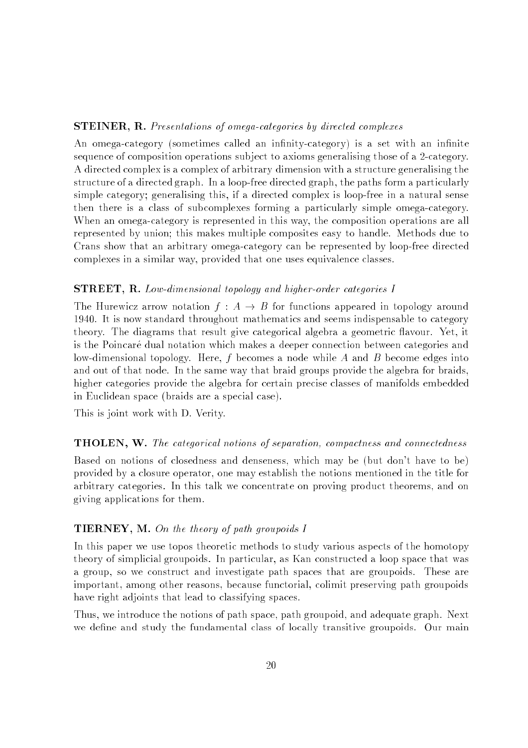**STEINER, R.** *Presentations of omega-categories by directed complexes*

An omega-category (sometimes called an infinity-category) is a set with an infinite sequence of composition operations subject to axioms generalising those of a 2-category. A directed complex is a complex of arbitrary dimension with a structure generalising the structure of a directed graph. In a loop-free directed graph, the paths form a particularly simple category; generalising this, if a directed complex is loop-free in a natural sense then there is a class of subcomplexes forming a particularly simple omega-category. When an omega-category is represented in this way, the composition operations are all represented by union; this makes multiple composites easy to handle. Methods due to Crans show that an arbitrary omega-category can be represented by loop-free directed complexes in a similar way, provided that one uses equivalence classes.

**STREET, R.** *Low-dimensional topology and higher-order categories I*

The Hurewicz arrow notation $f : A \to B$ for functions appeared in topology around 1940. It is now standard throughout mathematics and seems indispensable to category theory. The diagrams that result give categorical algebra a geometric flavour. Yet, it is the Poincaré dual notation which makes a deeper connection between categories and low-dimensional topology. Here, $f$ becomes a node while $A$ and $B$ become edges into and out of that node. In the same way that braid groups provide the algebra for braids, higher categories provide the algebra for certain precise classes of manifolds embedded in Euclidean space (braids are a special case).

This is joint work with D. Verity.

**THOLEN, W.** *The categorical notions of separation, compactness and connectedness*

Based on notions of closedness and denseness, which may be (but don't have to be) provided by a closure operator, one may establish the notions mentioned in the title for arbitrary categories. In this talk we concentrate on proving product theorems, and on giving applications for them.

**TIERNEY, M.** *On the theory of path groupoids I*

In this paper we use topos theoretic methods to study various aspects of the homotopy theory of simplicial groupoids. In particular, as Kan constructed a loop space that was a group, so we construct and investigate path spaces that are groupoids. These are important, among other reasons, because functorial, colimit preserving path groupoids have right adjoints that lead to classifying spaces.

Thus, we introduce the notions of path space, path groupoid, and adequate graph. Next we define and study the fundamental class of locally transitive groupoids. Our main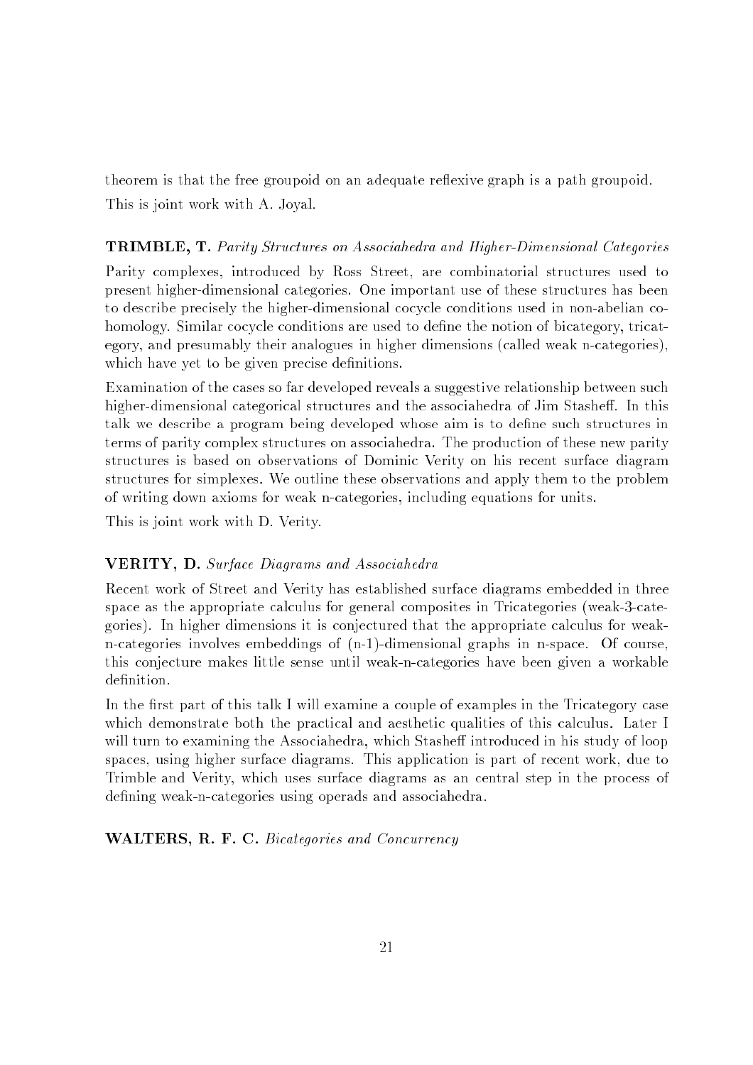theorem is that the free groupoid on an adequate reflexive graph is a path groupoid.

This is joint work with A. Joyal.

**TRIMBLE, T.** *Parity Structures on Associahedra and Higher-Dimensional Categories*

Parity complexes, introduced by Ross Street, are combinatorial structures used to present higher-dimensional categories. One important use of these structures has been to describe precisely the higher-dimensional cocycle conditions used in non-abelian cohomology. Similar cocycle conditions are used to define the notion of bicategory, tricategory, and presumably their analogues in higher dimensions (called weak n-categories), which have yet to be given precise definitions.

Examination of the cases so far developed reveals a suggestive relationship between such higher-dimensional categorical structures and the associahedra of Jim Stasheff. In this talk we describe a program being developed whose aim is to define such structures in terms of parity complex structures on associahedra. The production of these new parity structures is based on observations of Dominic Verity on his recent surface diagram structures for simplexes. We outline these observations and apply them to the problem of writing down axioms for weak n-categories, including equations for units.

This is joint work with D. Verity.

**VERITY, D.** *Surface Diagrams and Associahedra*

Recent work of Street and Verity has established surface diagrams embedded in three space as the appropriate calculus for general composites in Tricategories (weak-3-categories). In higher dimensions it is conjectured that the appropriate calculus for weak-n-categories involves embeddings of (n-1)-dimensional graphs in n-space. Of course, this conjecture makes little sense until weak-n-categories have been given a workable definition.

In the first part of this talk I will examine a couple of examples in the Tricategory case which demonstrate both the practical and aesthetic qualities of this calculus. Later I will turn to examining the Associahedra, which Stasheff introduced in his study of loop spaces, using higher surface diagrams. This application is part of recent work, due to Trimble and Verity, which uses surface diagrams as an central step in the process of defining weak-n-categories using operads and associahedra.

**WALTERS, R. F. C.** *Bicategories and Concurrency*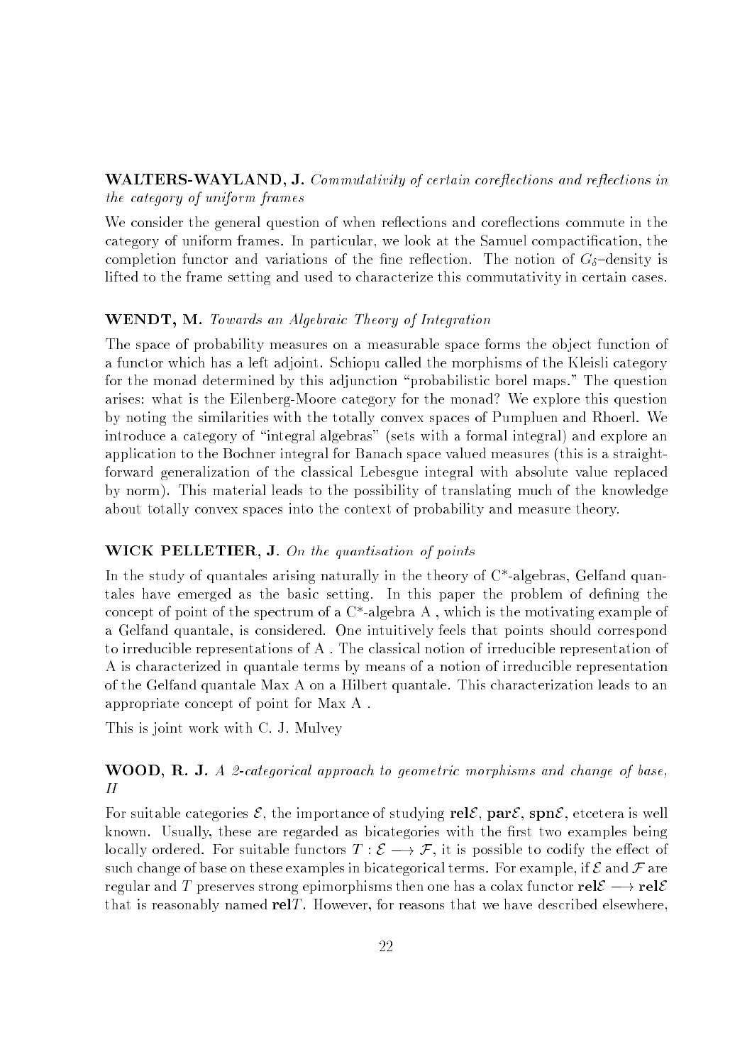**WALTERS-WAYLAND, J.** *Commutativity of certain coreflections and reflections in the category of uniform frames*

We consider the general question of when reflections and coreflections commute in the category of uniform frames. In particular, we look at the Samuel compactification, the completion functor and variations of the fine reflection. The notion of $G_\delta$–density is lifted to the frame setting and used to characterize this commutativity in certain cases.

**WENDT, M.** *Towards an Algebraic Theory of Integration*

The space of probability measures on a measurable space forms the object function of a functor which has a left adjoint. Schiopu called the morphisms of the Kleisli category for the monad determined by this adjunction "probabilistic borel maps." The question arises: what is the Eilenberg-Moore category for the monad? We explore this question by noting the similarities with the totally convex spaces of Pumpluen and Rhoerl. We introduce a category of "integral algebras" (sets with a formal integral) and explore an application to the Bochner integral for Banach space valued measures (this is a straightforward generalization of the classical Lebesgue integral with absolute value replaced by norm). This material leads to the possibility of translating much of the knowledge about totally convex spaces into the context of probability and measure theory.

**WICK PELLETIER, J.** *On the quantisation of points*

In the study of quantales arising naturally in the theory of C*-algebras, Gelfand quantales have emerged as the basic setting. In this paper the problem of defining the concept of point of the spectrum of a C*-algebra A , which is the motivating example of a Gelfand quantale, is considered. One intuitively feels that points should correspond to irreducible representations of A . The classical notion of irreducible representation of A is characterized in quantale terms by means of a notion of irreducible representation of the Gelfand quantale Max A on a Hilbert quantale. This characterization leads to an appropriate concept of point for Max A .

This is joint work with C. J. Mulvey

**WOOD, R. J.** *A 2-categorical approach to geometric morphisms and change of base, II*

For suitable categories $\mathcal{E}$, the importance of studying $\mathbf{rel}\mathcal{E}$, $\mathbf{par}\mathcal{E}$, $\mathbf{spn}\mathcal{E}$, etcetera is well known. Usually, these are regarded as bicategories with the first two examples being locally ordered. For suitable functors $T : \mathcal{E} \longrightarrow \mathcal{F}$, it is possible to codify the effect of such change of base on these examples in bicategorical terms. For example, if $\mathcal{E}$ and $\mathcal{F}$ are regular and $T$ preserves strong epimorphisms then one has a colax functor $\mathbf{rel}\mathcal{E} \longrightarrow \mathbf{rel}\mathcal{E}$ that is reasonably named $\mathbf{rel}T$. However, for reasons that we have described elsewhere,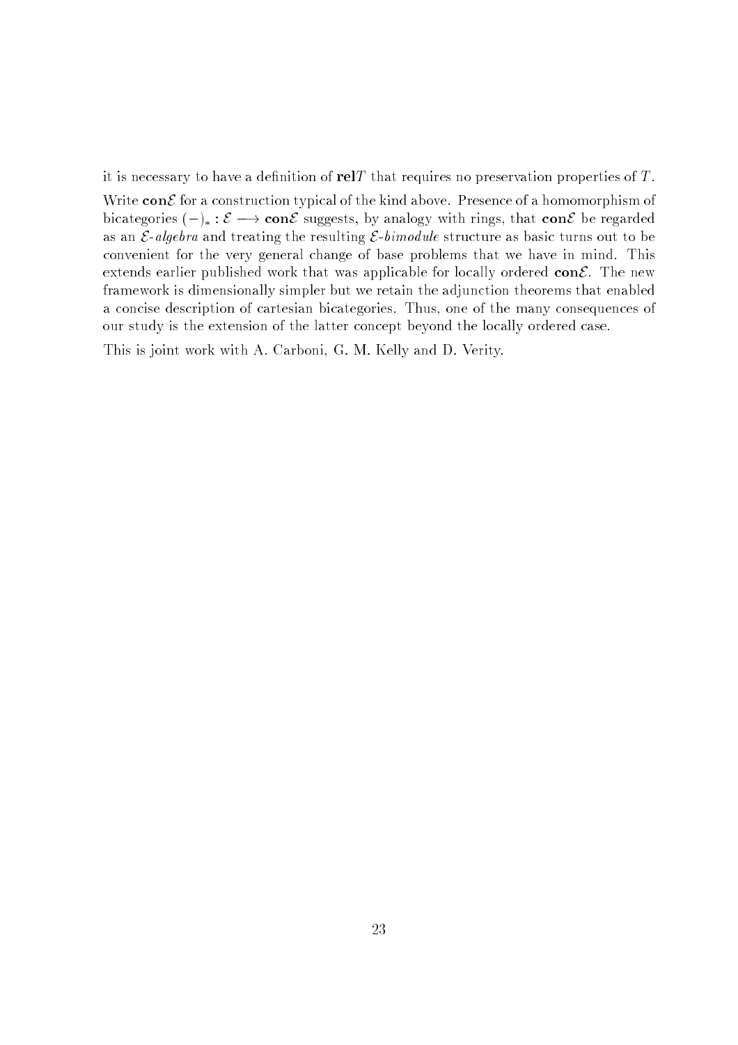it is necessary to have a definition of $\mathbf{rel}T$ that requires no preservation properties of $T$.

Write $\mathbf{con}\mathcal{E}$ for a construction typical of the kind above. Presence of a homomorphism of bicategories $(-)_* : \mathcal{E} \longrightarrow \mathbf{con}\mathcal{E}$ suggests, by analogy with rings, that $\mathbf{con}\mathcal{E}$ be regarded as an *$\mathcal{E}$-algebra* and treating the resulting *$\mathcal{E}$-bimodule* structure as basic turns out to be convenient for the very general change of base problems that we have in mind. This extends earlier published work that was applicable for locally ordered $\mathbf{con}\mathcal{E}$. The new framework is dimensionally simpler but we retain the adjunction theorems that enabled a concise description of cartesian bicategories. Thus, one of the many consequences of our study is the extension of the latter concept beyond the locally ordered case.

This is joint work with A. Carboni, G. M. Kelly and D. Verity.